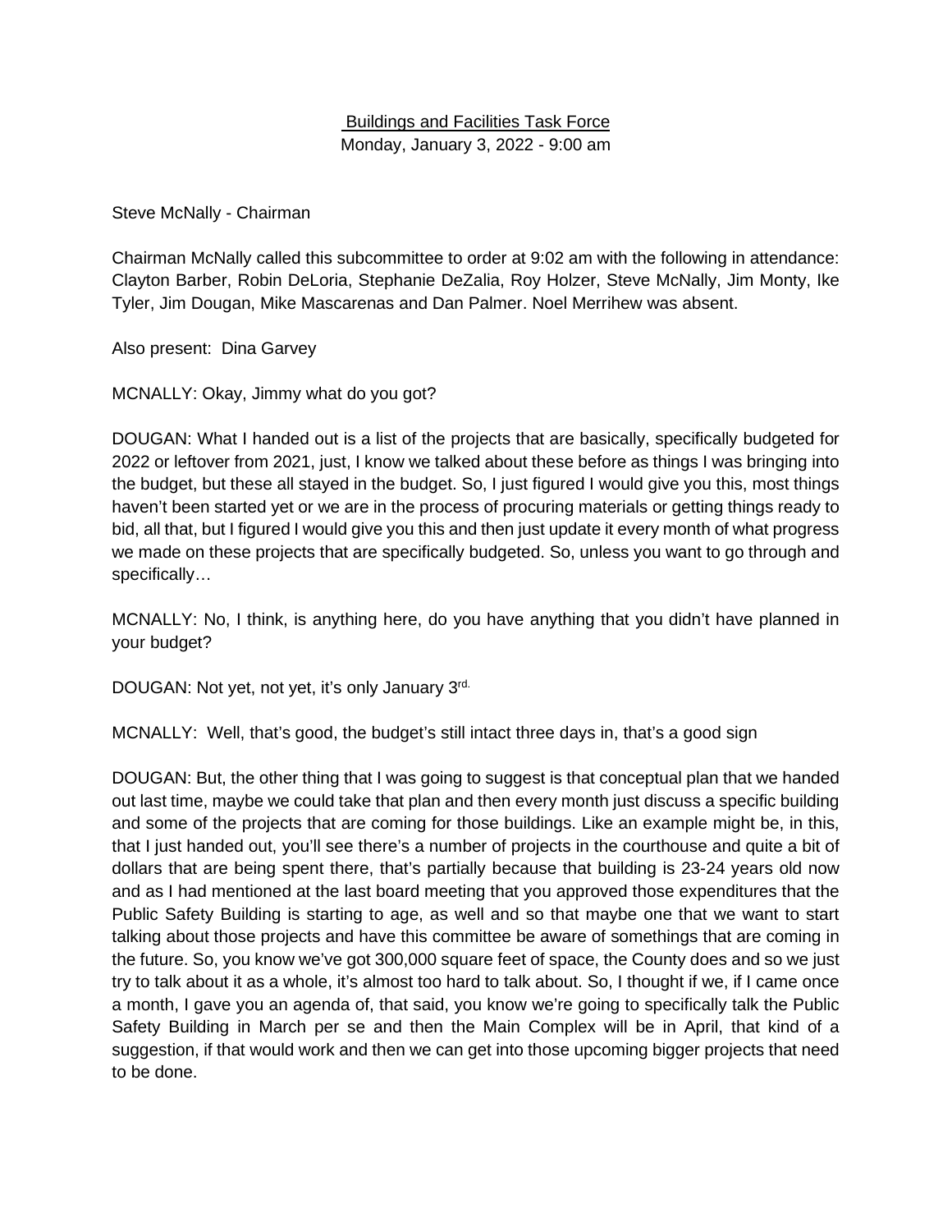# Buildings and Facilities Task Force

Monday, January 3, 2022 - 9:00 am

Steve McNally - Chairman

Chairman McNally called this subcommittee to order at 9:02 am with the following in attendance: Clayton Barber, Robin DeLoria, Stephanie DeZalia, Roy Holzer, Steve McNally, Jim Monty, Ike Tyler, Jim Dougan, Mike Mascarenas and Dan Palmer. Noel Merrihew was absent.

Also present: Dina Garvey

MCNALLY: Okay, Jimmy what do you got?

DOUGAN: What I handed out is a list of the projects that are basically, specifically budgeted for 2022 or leftover from 2021, just, I know we talked about these before as things I was bringing into the budget, but these all stayed in the budget. So, I just figured I would give you this, most things haven't been started yet or we are in the process of procuring materials or getting things ready to bid, all that, but I figured I would give you this and then just update it every month of what progress we made on these projects that are specifically budgeted. So, unless you want to go through and specifically…

MCNALLY: No, I think, is anything here, do you have anything that you didn't have planned in your budget?

DOUGAN: Not yet, not yet, it's only January 3rd.

MCNALLY: Well, that's good, the budget's still intact three days in, that's a good sign

DOUGAN: But, the other thing that I was going to suggest is that conceptual plan that we handed out last time, maybe we could take that plan and then every month just discuss a specific building and some of the projects that are coming for those buildings. Like an example might be, in this, that I just handed out, you'll see there's a number of projects in the courthouse and quite a bit of dollars that are being spent there, that's partially because that building is 23-24 years old now and as I had mentioned at the last board meeting that you approved those expenditures that the Public Safety Building is starting to age, as well and so that maybe one that we want to start talking about those projects and have this committee be aware of somethings that are coming in the future. So, you know we've got 300,000 square feet of space, the County does and so we just try to talk about it as a whole, it's almost too hard to talk about. So, I thought if we, if I came once a month, I gave you an agenda of, that said, you know we're going to specifically talk the Public Safety Building in March per se and then the Main Complex will be in April, that kind of a suggestion, if that would work and then we can get into those upcoming bigger projects that need to be done.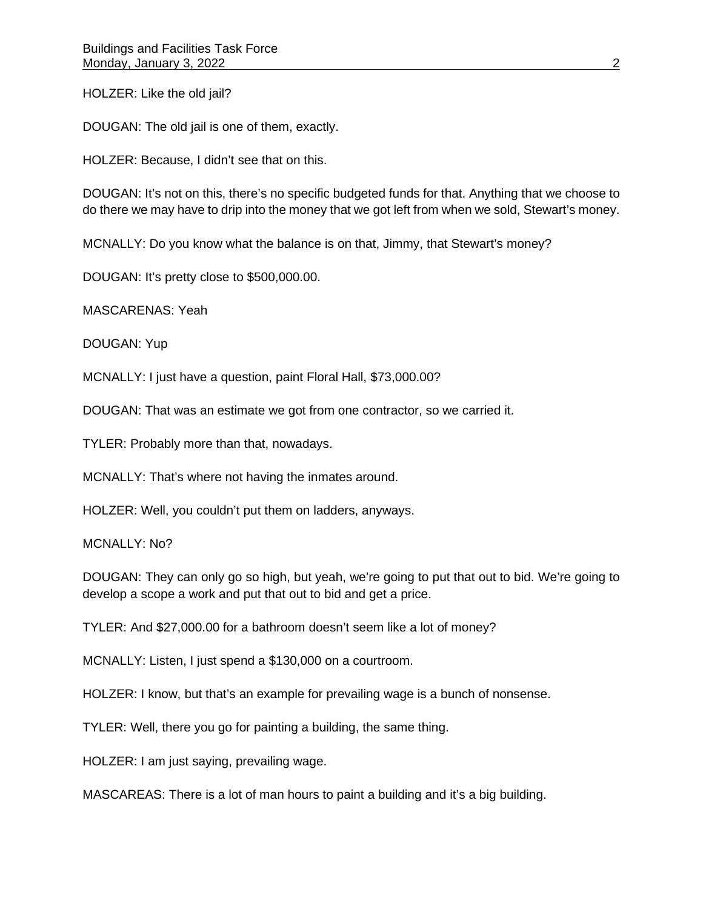HOLZER: Like the old jail?

DOUGAN: The old jail is one of them, exactly.

HOLZER: Because, I didn't see that on this.

DOUGAN: It's not on this, there's no specific budgeted funds for that. Anything that we choose to do there we may have to drip into the money that we got left from when we sold, Stewart's money.

MCNALLY: Do you know what the balance is on that, Jimmy, that Stewart's money?

DOUGAN: It's pretty close to $500,000.00.

MASCARENAS: Yeah

DOUGAN: Yup

MCNALLY: I just have a question, paint Floral Hall, $73,000.00?

DOUGAN: That was an estimate we got from one contractor, so we carried it.

TYLER: Probably more than that, nowadays.

MCNALLY: That's where not having the inmates around.

HOLZER: Well, you couldn't put them on ladders, anyways.

MCNALLY: No?

DOUGAN: They can only go so high, but yeah, we're going to put that out to bid. We're going to develop a scope a work and put that out to bid and get a price.

TYLER: And $27,000.00 for a bathroom doesn't seem like a lot of money?

MCNALLY: Listen, I just spend a $130,000 on a courtroom.

HOLZER: I know, but that's an example for prevailing wage is a bunch of nonsense.

TYLER: Well, there you go for painting a building, the same thing.

HOLZER: I am just saying, prevailing wage.

MASCAREAS: There is a lot of man hours to paint a building and it's a big building.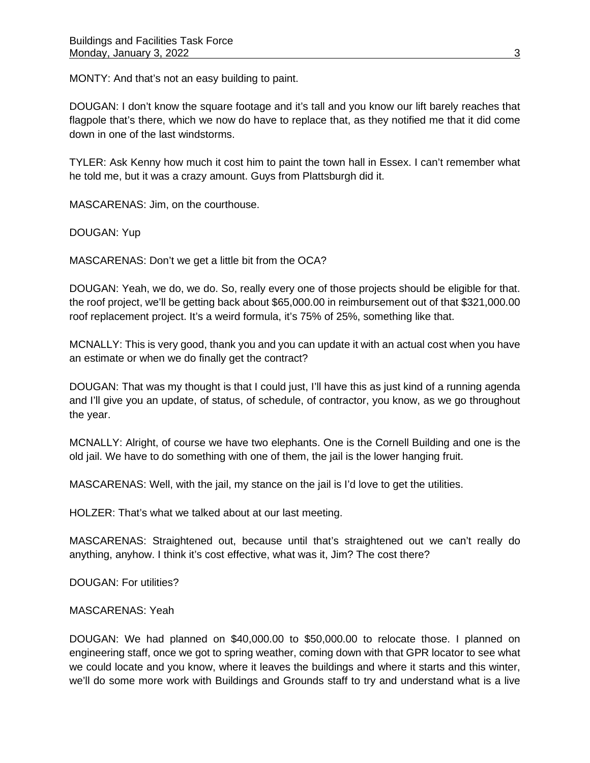MONTY: And that's not an easy building to paint.

DOUGAN: I don't know the square footage and it's tall and you know our lift barely reaches that flagpole that's there, which we now do have to replace that, as they notified me that it did come down in one of the last windstorms.

TYLER: Ask Kenny how much it cost him to paint the town hall in Essex. I can't remember what he told me, but it was a crazy amount. Guys from Plattsburgh did it.

MASCARENAS: Jim, on the courthouse.

DOUGAN: Yup

MASCARENAS: Don't we get a little bit from the OCA?

DOUGAN: Yeah, we do, we do. So, really every one of those projects should be eligible for that. the roof project, we'll be getting back about $65,000.00 in reimbursement out of that $321,000.00 roof replacement project. It's a weird formula, it's 75% of 25%, something like that.

MCNALLY: This is very good, thank you and you can update it with an actual cost when you have an estimate or when we do finally get the contract?

DOUGAN: That was my thought is that I could just, I'll have this as just kind of a running agenda and I'll give you an update, of status, of schedule, of contractor, you know, as we go throughout the year.

MCNALLY: Alright, of course we have two elephants. One is the Cornell Building and one is the old jail. We have to do something with one of them, the jail is the lower hanging fruit.

MASCARENAS: Well, with the jail, my stance on the jail is I'd love to get the utilities.

HOLZER: That's what we talked about at our last meeting.

MASCARENAS: Straightened out, because until that's straightened out we can't really do anything, anyhow. I think it's cost effective, what was it, Jim? The cost there?

DOUGAN: For utilities?

MASCARENAS: Yeah

DOUGAN: We had planned on $40,000.00 to $50,000.00 to relocate those. I planned on engineering staff, once we got to spring weather, coming down with that GPR locator to see what we could locate and you know, where it leaves the buildings and where it starts and this winter, we'll do some more work with Buildings and Grounds staff to try and understand what is a live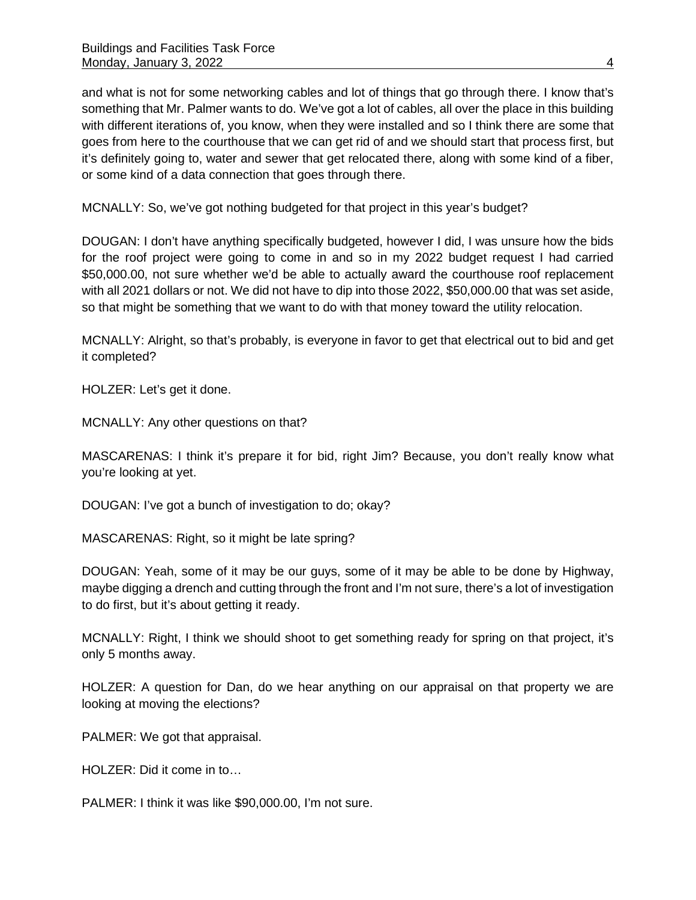and what is not for some networking cables and lot of things that go through there. I know that's something that Mr. Palmer wants to do. We've got a lot of cables, all over the place in this building with different iterations of, you know, when they were installed and so I think there are some that goes from here to the courthouse that we can get rid of and we should start that process first, but it's definitely going to, water and sewer that get relocated there, along with some kind of a fiber, or some kind of a data connection that goes through there.

MCNALLY: So, we've got nothing budgeted for that project in this year's budget?

DOUGAN: I don't have anything specifically budgeted, however I did, I was unsure how the bids for the roof project were going to come in and so in my 2022 budget request I had carried $50,000.00, not sure whether we'd be able to actually award the courthouse roof replacement with all 2021 dollars or not. We did not have to dip into those 2022, $50,000.00 that was set aside, so that might be something that we want to do with that money toward the utility relocation.

MCNALLY: Alright, so that's probably, is everyone in favor to get that electrical out to bid and get it completed?

HOLZER: Let's get it done.

MCNALLY: Any other questions on that?

MASCARENAS: I think it's prepare it for bid, right Jim? Because, you don't really know what you're looking at yet.

DOUGAN: I've got a bunch of investigation to do; okay?

MASCARENAS: Right, so it might be late spring?

DOUGAN: Yeah, some of it may be our guys, some of it may be able to be done by Highway, maybe digging a drench and cutting through the front and I'm not sure, there's a lot of investigation to do first, but it's about getting it ready.

MCNALLY: Right, I think we should shoot to get something ready for spring on that project, it's only 5 months away.

HOLZER: A question for Dan, do we hear anything on our appraisal on that property we are looking at moving the elections?

PALMER: We got that appraisal.

HOLZER: Did it come in to…

PALMER: I think it was like $90,000.00, I'm not sure.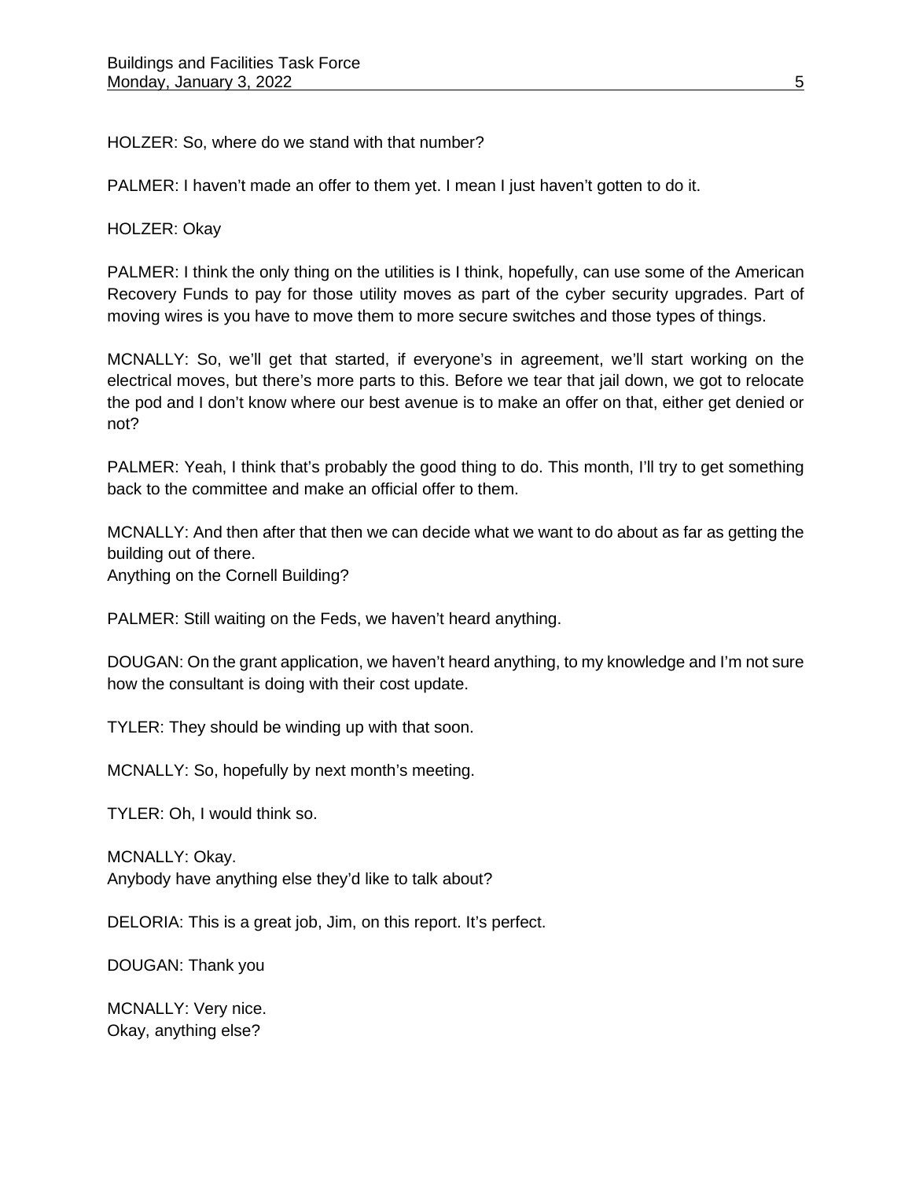HOLZER: So, where do we stand with that number?

PALMER: I haven't made an offer to them yet. I mean I just haven't gotten to do it.

HOLZER: Okay

PALMER: I think the only thing on the utilities is I think, hopefully, can use some of the American Recovery Funds to pay for those utility moves as part of the cyber security upgrades. Part of moving wires is you have to move them to more secure switches and those types of things.

MCNALLY: So, we'll get that started, if everyone's in agreement, we'll start working on the electrical moves, but there's more parts to this. Before we tear that jail down, we got to relocate the pod and I don't know where our best avenue is to make an offer on that, either get denied or not?

PALMER: Yeah, I think that's probably the good thing to do. This month, I'll try to get something back to the committee and make an official offer to them.

MCNALLY: And then after that then we can decide what we want to do about as far as getting the building out of there.
Anything on the Cornell Building?

PALMER: Still waiting on the Feds, we haven't heard anything.

DOUGAN: On the grant application, we haven't heard anything, to my knowledge and I'm not sure how the consultant is doing with their cost update.

TYLER: They should be winding up with that soon.

MCNALLY: So, hopefully by next month's meeting.

TYLER: Oh, I would think so.

MCNALLY: Okay.
Anybody have anything else they'd like to talk about?

DELORIA: This is a great job, Jim, on this report. It's perfect.

DOUGAN: Thank you

MCNALLY: Very nice.
Okay, anything else?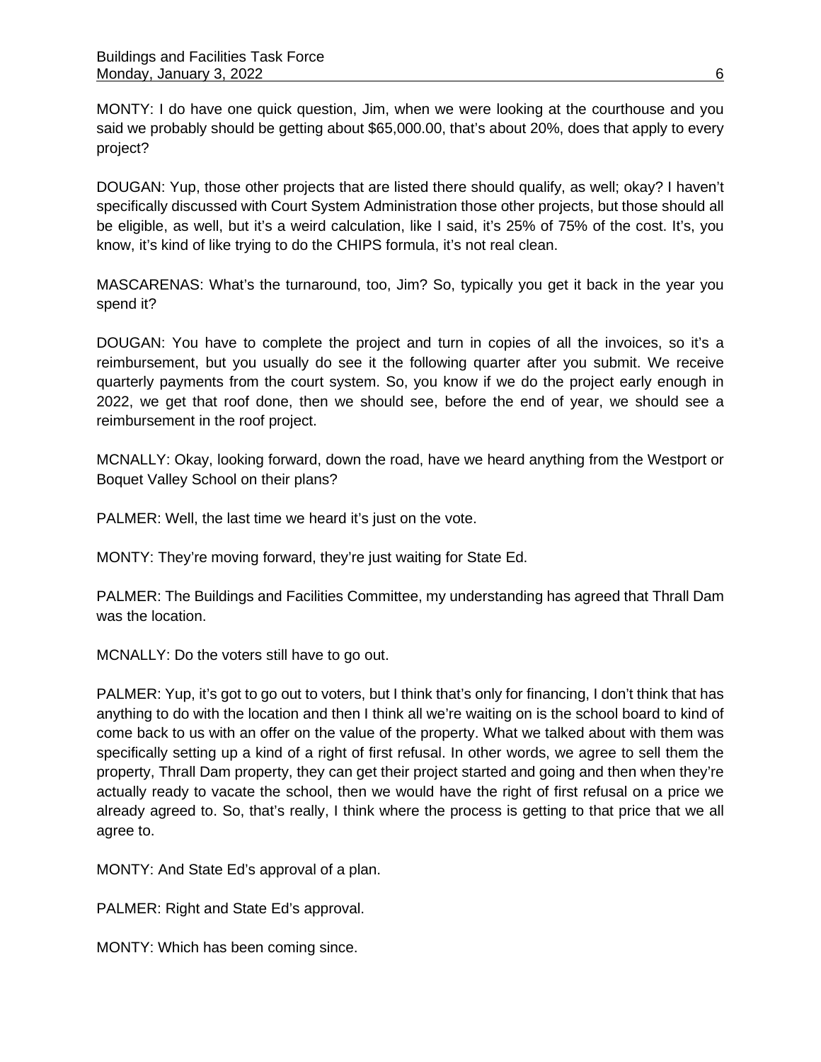MONTY: I do have one quick question, Jim, when we were looking at the courthouse and you said we probably should be getting about $65,000.00, that's about 20%, does that apply to every project?

DOUGAN: Yup, those other projects that are listed there should qualify, as well; okay? I haven't specifically discussed with Court System Administration those other projects, but those should all be eligible, as well, but it's a weird calculation, like I said, it's 25% of 75% of the cost. It's, you know, it's kind of like trying to do the CHIPS formula, it's not real clean.

MASCARENAS: What's the turnaround, too, Jim? So, typically you get it back in the year you spend it?

DOUGAN: You have to complete the project and turn in copies of all the invoices, so it's a reimbursement, but you usually do see it the following quarter after you submit. We receive quarterly payments from the court system. So, you know if we do the project early enough in 2022, we get that roof done, then we should see, before the end of year, we should see a reimbursement in the roof project.

MCNALLY: Okay, looking forward, down the road, have we heard anything from the Westport or Boquet Valley School on their plans?

PALMER: Well, the last time we heard it's just on the vote.

MONTY: They're moving forward, they're just waiting for State Ed.

PALMER: The Buildings and Facilities Committee, my understanding has agreed that Thrall Dam was the location.

MCNALLY: Do the voters still have to go out.

PALMER: Yup, it's got to go out to voters, but I think that's only for financing, I don't think that has anything to do with the location and then I think all we're waiting on is the school board to kind of come back to us with an offer on the value of the property. What we talked about with them was specifically setting up a kind of a right of first refusal. In other words, we agree to sell them the property, Thrall Dam property, they can get their project started and going and then when they're actually ready to vacate the school, then we would have the right of first refusal on a price we already agreed to. So, that's really, I think where the process is getting to that price that we all agree to.

MONTY: And State Ed's approval of a plan.

PALMER: Right and State Ed's approval.

MONTY: Which has been coming since.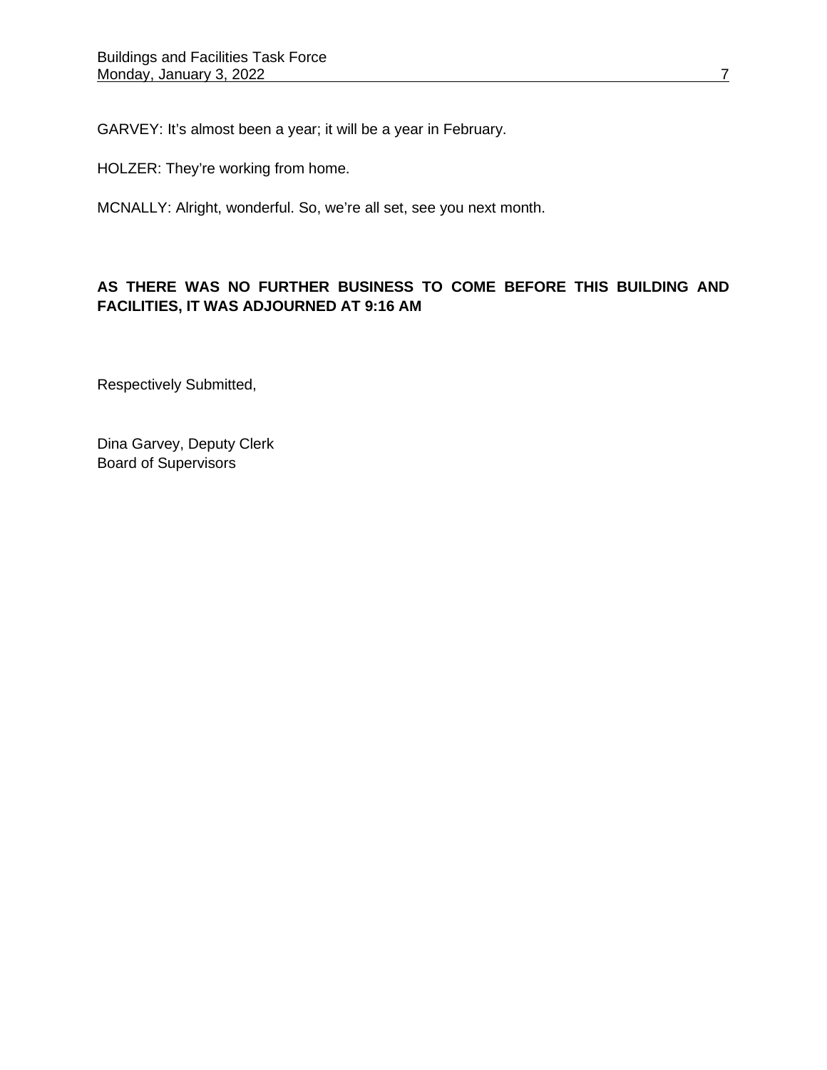GARVEY: It's almost been a year; it will be a year in February.

HOLZER: They're working from home.

MCNALLY: Alright, wonderful. So, we're all set, see you next month.

**AS THERE WAS NO FURTHER BUSINESS TO COME BEFORE THIS BUILDING AND FACILITIES, IT WAS ADJOURNED AT 9:16 AM**

Respectively Submitted,

Dina Garvey, Deputy Clerk
Board of Supervisors